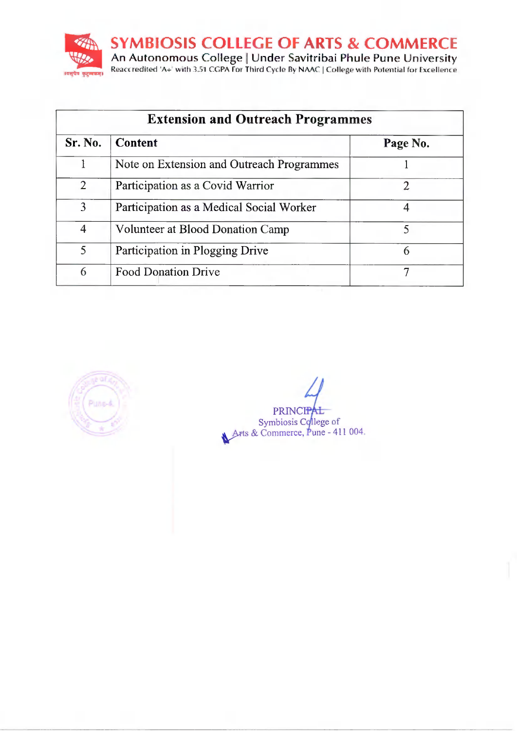**SYMBIOSIS COLLEGE OF ARTS & COMMERCE**
An Autonomous College | Under Savitribai Phule Pune University
Reaccredited 'A+' with 3.51 CGPA For Third Cycle By NAAC | College with Potential for Excellence

| Extension and Outreach Programmes | | |
|---|---|---|
| **Sr. No.** | **Content** | **Page No.** |
| 1 | Note on Extension and Outreach Programmes | 1 |
| 2 | Participation as a Covid Warrior | 2 |
| 3 | Participation as a Medical Social Worker | 4 |
| 4 | Volunteer at Blood Donation Camp | 5 |
| 5 | Participation in Plogging Drive | 6 |
| 6 | Food Donation Drive | 7 |

PRINCIPAL
Symbiosis College of
Arts & Commerce, Pune - 411 004.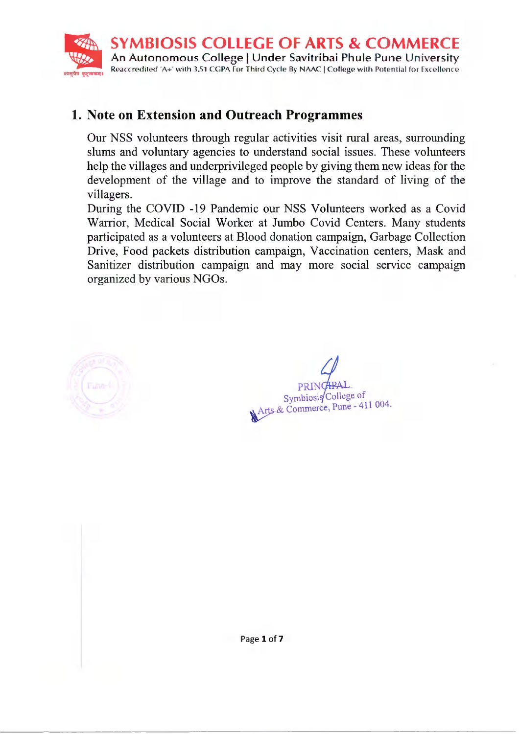# 1. Note on Extension and Outreach Programmes

Our NSS volunteers through regular activities visit rural areas, surrounding slums and voluntary agencies to understand social issues. These volunteers help the villages and underprivileged people by giving them new ideas for the development of the village and to improve the standard of living of the villagers.

During the COVID -19 Pandemic our NSS Volunteers worked as a Covid Warrior, Medical Social Worker at Jumbo Covid Centers. Many students participated as a volunteers at Blood donation campaign, Garbage Collection Drive, Food packets distribution campaign, Vaccination centers, Mask and Sanitizer distribution campaign and may more social service campaign organized by various NGOs.

PRINCIPAL
Symbiosis College of
Arts & Commerce, Pune - 411 004.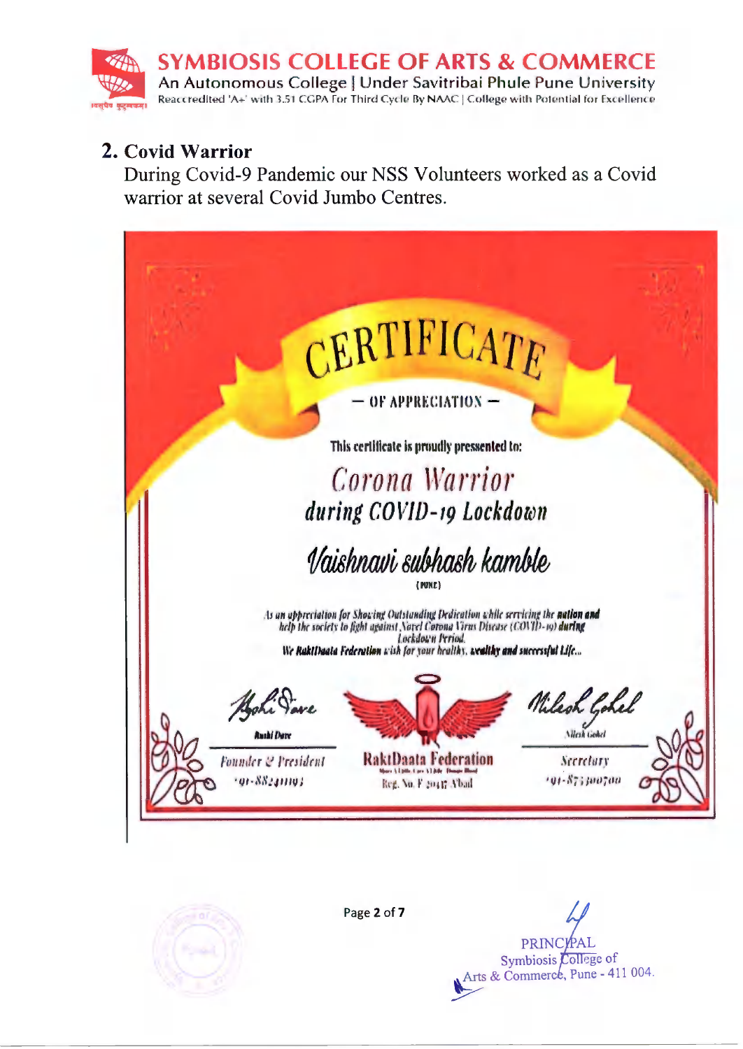## 2. Covid Warrior

During Covid-9 Pandemic our NSS Volunteers worked as a Covid warrior at several Covid Jumbo Centres.

# CERTIFICATE

— OF APPRECIATION —

This certificate is proudly presented to:

*Corona Warrior*

***during COVID-19 Lockdown***

*Vaishnavi subhash kamble*

(PUNE)

*As an appreciation for Showing Outstanding Dedication while servicing the **nation and** help the society to fight against Novel Corona Virus Disease (COVID-19) **during** Lockdown Period.*

*We **RaktDaata Federation** wish for your healthy, **wealthy and successful Life...***

| Rushi Dave | RaktDaata Federation | Nilesh Gohel |
| --- | --- | --- |
| Founder & President | Reg. No. F 20417 Abad | Secretary |
| +91-8824110913 | | +91-8733900700 |

PRINCIPAL
Symbiosis College of
Arts & Commerce, Pune - 411 004.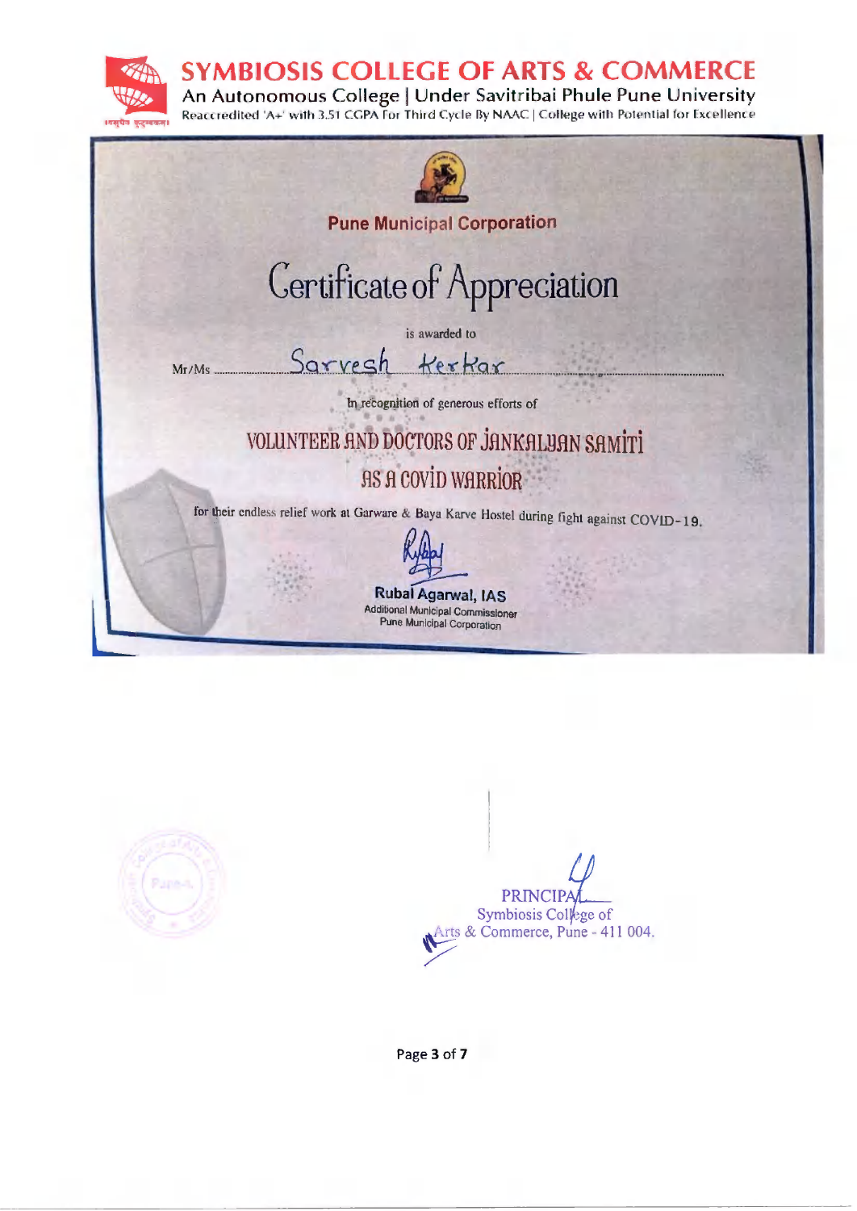# SYMBIOSIS COLLEGE OF ARTS & COMMERCE

An Autonomous College | Under Savitribai Phule Pune University

Reaccredited 'A+' with 3.51 CGPA For Third Cycle By NAAC | College with Potential for Excellence

**Pune Municipal Corporation**

## Certificate of Appreciation

is awarded to

Mr/Ms Sarvesh Kerkar

In recognition of generous efforts of

**VOLUNTEER AND DOCTORS OF JANKALYAN SAMITI AS A COVID WARRIOR**

for their endless relief work at Garware & Baya Karve Hostel during fight against COVID-19.

**Rubal Agarwal, IAS**
Additional Municipal Commissioner
Pune Municipal Corporation

PRINCIPAL
Symbiosis College of
Arts & Commerce, Pune - 411 004.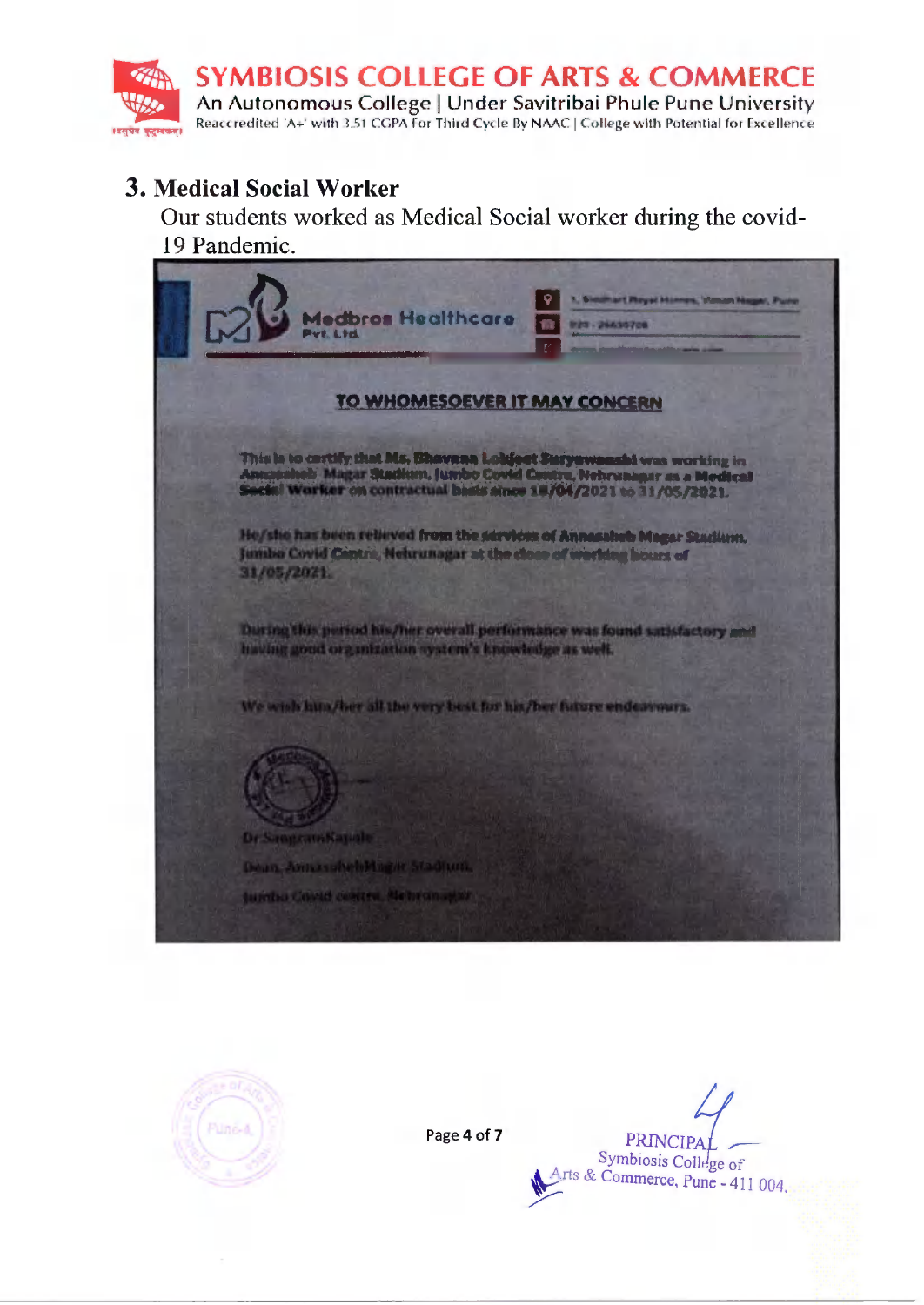**SYMBIOSIS COLLEGE OF ARTS & COMMERCE**

An Autonomous College | Under Savitribai Phule Pune University

Reaccredited 'A+' with 3.51 CGPA For Third Cycle By NAAC | College with Potential for Excellence

## 3. Medical Social Worker

Our students worked as Medical Social worker during the covid-19 Pandemic.

**Medbros Healthcare Pvt. Ltd.**

**TO WHOMESOEVER IT MAY CONCERN**

This is to certify that **Ms. Bhavana Lokjeet Suryawanshi** was working in Annasaheb Magar Stadium, Jumbo Covid Centre, Nehrunagar as a **Medical Social Worker** on contractual basis since **18/04/2021** to **31/05/2021**.

He/she has been relieved from the services of Annasaheb Magar Stadium, Jumbo Covid Centre, Nehrunagar at the close of working hours of 31/05/2021.

During this period his/her overall performance was found satisfactory and having good organization system's knowledge as well.

We wish him/her all the very best for his/her future endeavours.

Dr SangramKapale

Dean, AnnasahebMagar Stadium,

Jumbo Covid centre, Nehrunagar

PRINCIPAL

Symbiosis College of

Arts & Commerce, Pune - 411 004.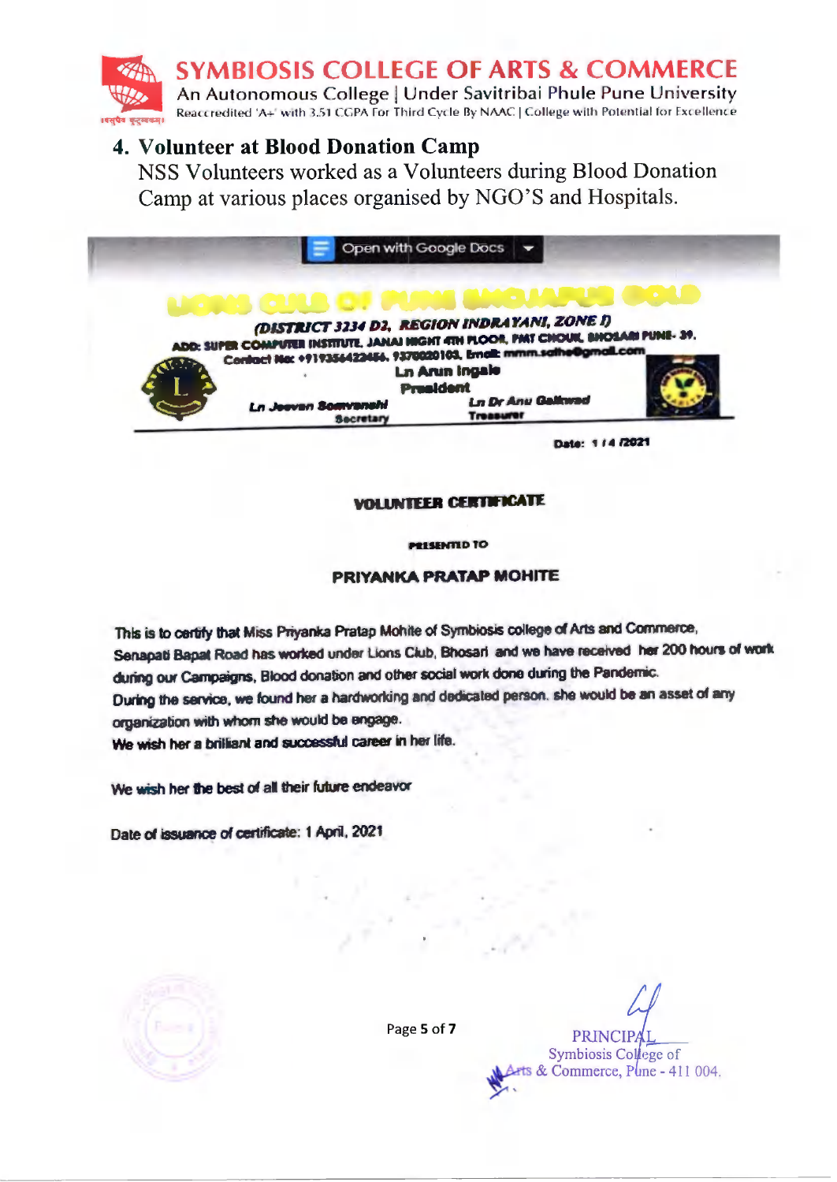## 4. Volunteer at Blood Donation Camp

NSS Volunteers worked as a Volunteers during Blood Donation Camp at various places organised by NGO'S and Hospitals.

Open with Google Docs

**LIONS CLUB OF PUNE BHOSARI GOLD**

***(DISTRICT 3234 D2, REGION INDRAYANI, ZONE I)***

**ADD: SUPER COMPUTER INSTITUTE, JANAI HEIGHT 4TH FLOOR, PMT CHOUK, BHOSARI PUNE- 39.**
**Contact No: +919356422456, 9370020103, Email: mmm.salhe@gmail.com**

**Ln Arun Ingale**
**President**

***Ln Jeevan Somvanshi***
**Secretary**

***Ln Dr Anu Gaikwad***
**Treasurer**

**Date: 1 / 4 /2021**

**VOLUNTEER CERTIFICATE**

**PRESENTED TO**

**PRIYANKA PRATAP MOHITE**

This is to certify that Miss Priyanka Pratap Mohite of Symbiosis college of Arts and Commerce, Senapati Bapat Road has worked under Lions Club, Bhosari and we have received her 200 hours of work during our Campaigns, Blood donation and other social work done during the Pandemic.
During the service, we found her a hardworking and dedicated person. she would be an asset of any organization with whom she would be engage.
We wish her a brilliant and successful career in her life.

We wish her the best of all their future endeavor

Date of issuance of certificate: 1 April, 2021

PRINCIPAL
Symbiosis College of Arts & Commerce, Pune - 411 004.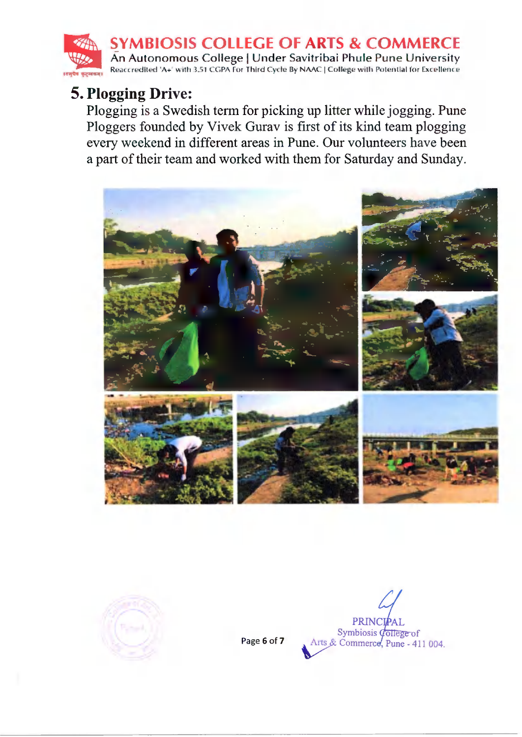## 5. Plogging Drive:

Plogging is a Swedish term for picking up litter while jogging. Pune Ploggers founded by Vivek Gurav is first of its kind team plogging every weekend in different areas in Pune. Our volunteers have been a part of their team and worked with them for Saturday and Sunday.

PRINCIPAL
Symbiosis College of
Arts & Commerce, Pune - 411 004.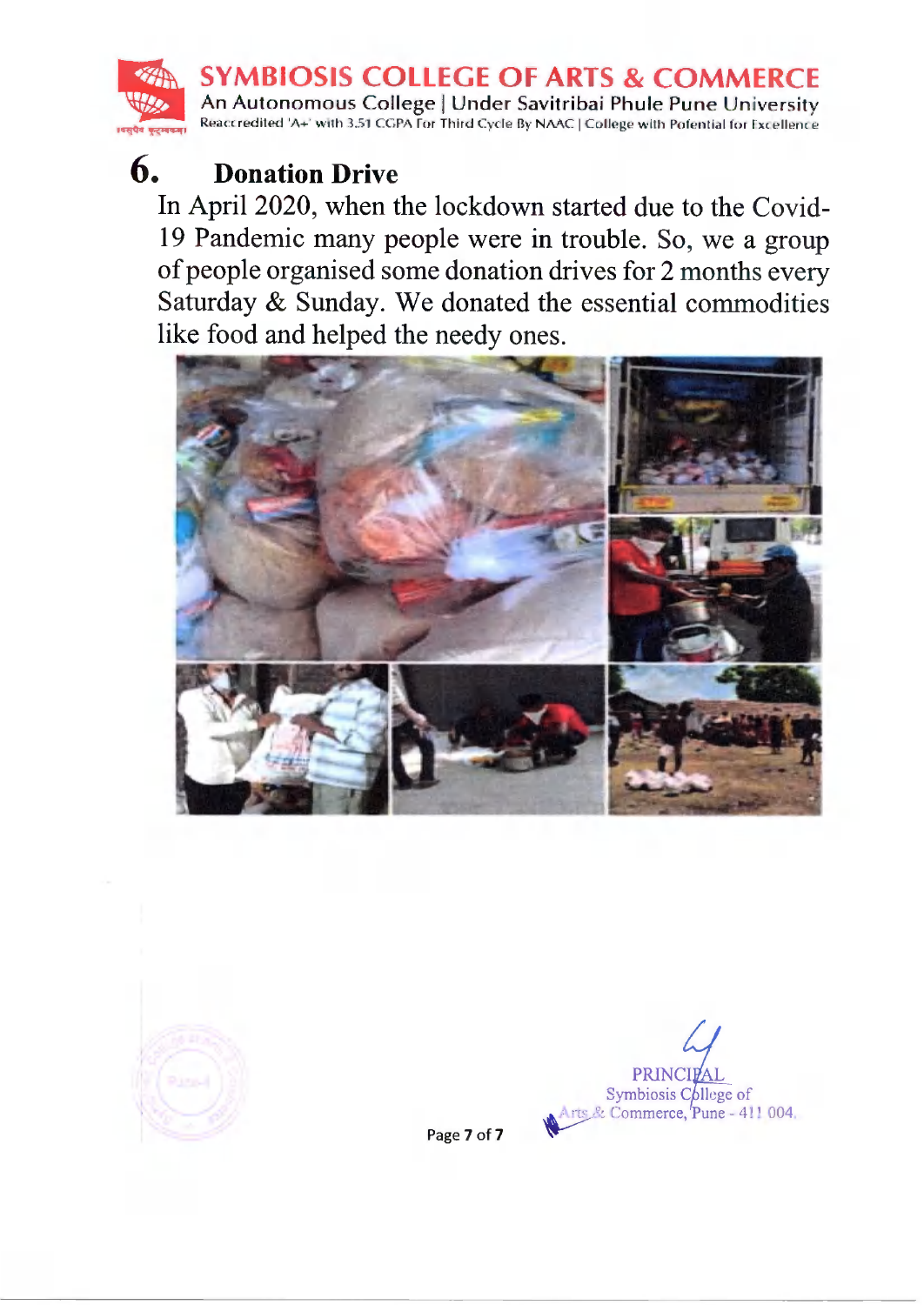## 6. Donation Drive

In April 2020, when the lockdown started due to the Covid-19 Pandemic many people were in trouble. So, we a group of people organised some donation drives for 2 months every Saturday & Sunday. We donated the essential commodities like food and helped the needy ones.

PRINCIPAL
Symbiosis College of
Arts & Commerce, Pune - 411 004.